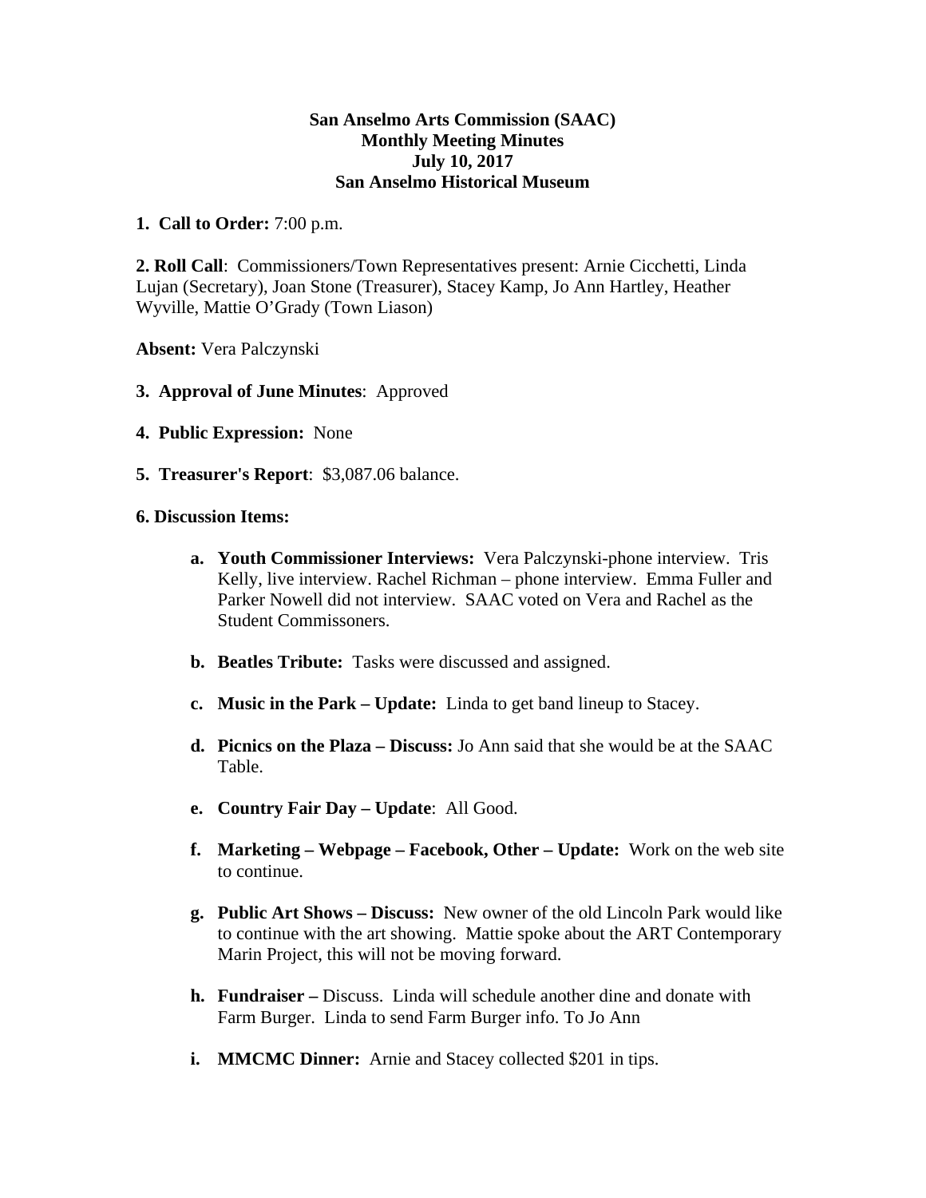**San Anselmo Arts Commission (SAAC)**
**Monthly Meeting Minutes**
**July 10, 2017**
**San Anselmo Historical Museum**

**1. Call to Order:** 7:00 p.m.

**2. Roll Call**: Commissioners/Town Representatives present: Arnie Cicchetti, Linda Lujan (Secretary), Joan Stone (Treasurer), Stacey Kamp, Jo Ann Hartley, Heather Wyville, Mattie O'Grady (Town Liason)

**Absent:** Vera Palczynski

**3. Approval of June Minutes**: Approved

**4. Public Expression:** None

**5. Treasurer's Report**: $3,087.06 balance.

**6. Discussion Items:**

- **a. Youth Commissioner Interviews:** Vera Palczynski-phone interview. Tris Kelly, live interview. Rachel Richman – phone interview. Emma Fuller and Parker Nowell did not interview. SAAC voted on Vera and Rachel as the Student Commissoners.

- **b. Beatles Tribute:** Tasks were discussed and assigned.

- **c. Music in the Park – Update:** Linda to get band lineup to Stacey.

- **d. Picnics on the Plaza – Discuss:** Jo Ann said that she would be at the SAAC Table.

- **e. Country Fair Day – Update**: All Good.

- **f. Marketing – Webpage – Facebook, Other – Update:** Work on the web site to continue.

- **g. Public Art Shows – Discuss:** New owner of the old Lincoln Park would like to continue with the art showing. Mattie spoke about the ART Contemporary Marin Project, this will not be moving forward.

- **h. Fundraiser –** Discuss. Linda will schedule another dine and donate with Farm Burger. Linda to send Farm Burger info. To Jo Ann

- **i. MMCMC Dinner:** Arnie and Stacey collected $201 in tips.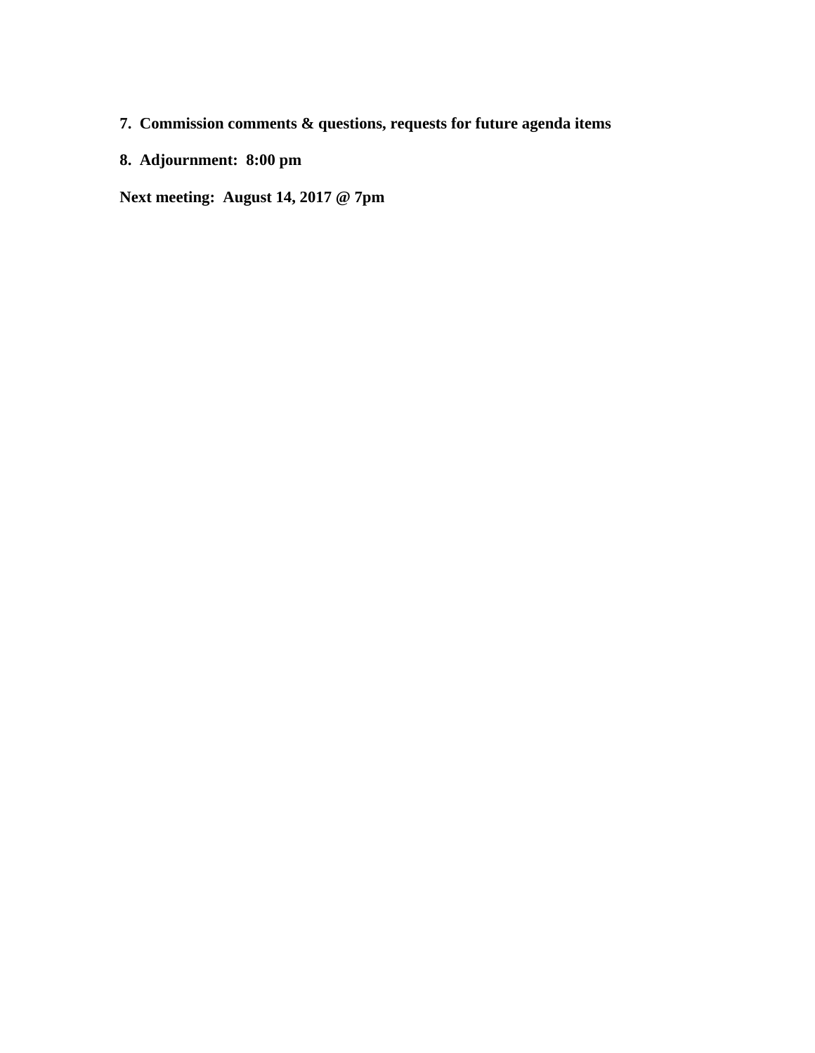**7. Commission comments & questions, requests for future agenda items**

**8. Adjournment: 8:00 pm**

**Next meeting: August 14, 2017 @ 7pm**